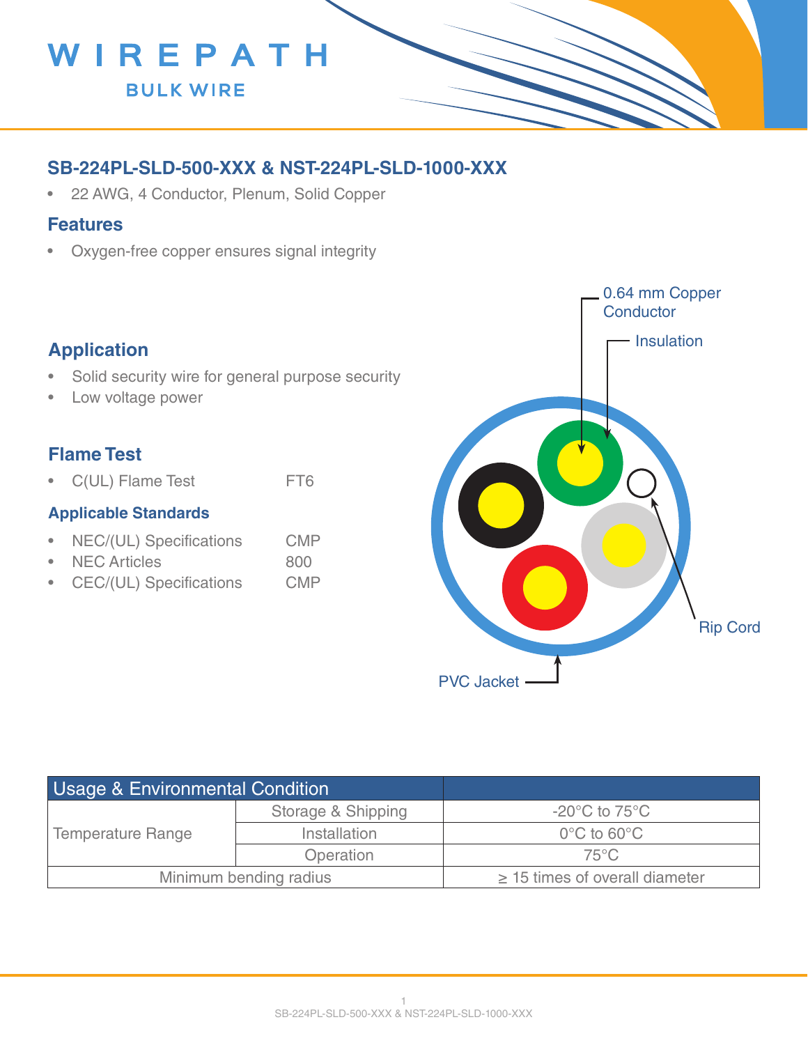# WIREPATH

BULK WIRE

## SB-224PL-SLD-500-XXX & NST-224PL-SLD-1000-XXX

- 22 AWG, 4 Conductor, Plenum, Solid Copper

## Features

- Oxygen-free copper ensures signal integrity

## Application

- Solid security wire for general purpose security
- Low voltage power

## Flame Test

- C(UL) Flame Test FT6

### Applicable Standards

- NEC/(UL) Specifications CMP
- NEC Articles 800
- CEC/(UL) Specifications CMP

0.64 mm Copper Conductor

Insulation

Rip Cord

PVC Jacket

| Usage & Environmental Condition | | |
|---|---|---|
| Temperature Range | Storage & Shipping | -20°C to 75°C |
| | Installation | 0°C to 60°C |
| | Operation | 75°C |
| Minimum bending radius | | ≥ 15 times of overall diameter |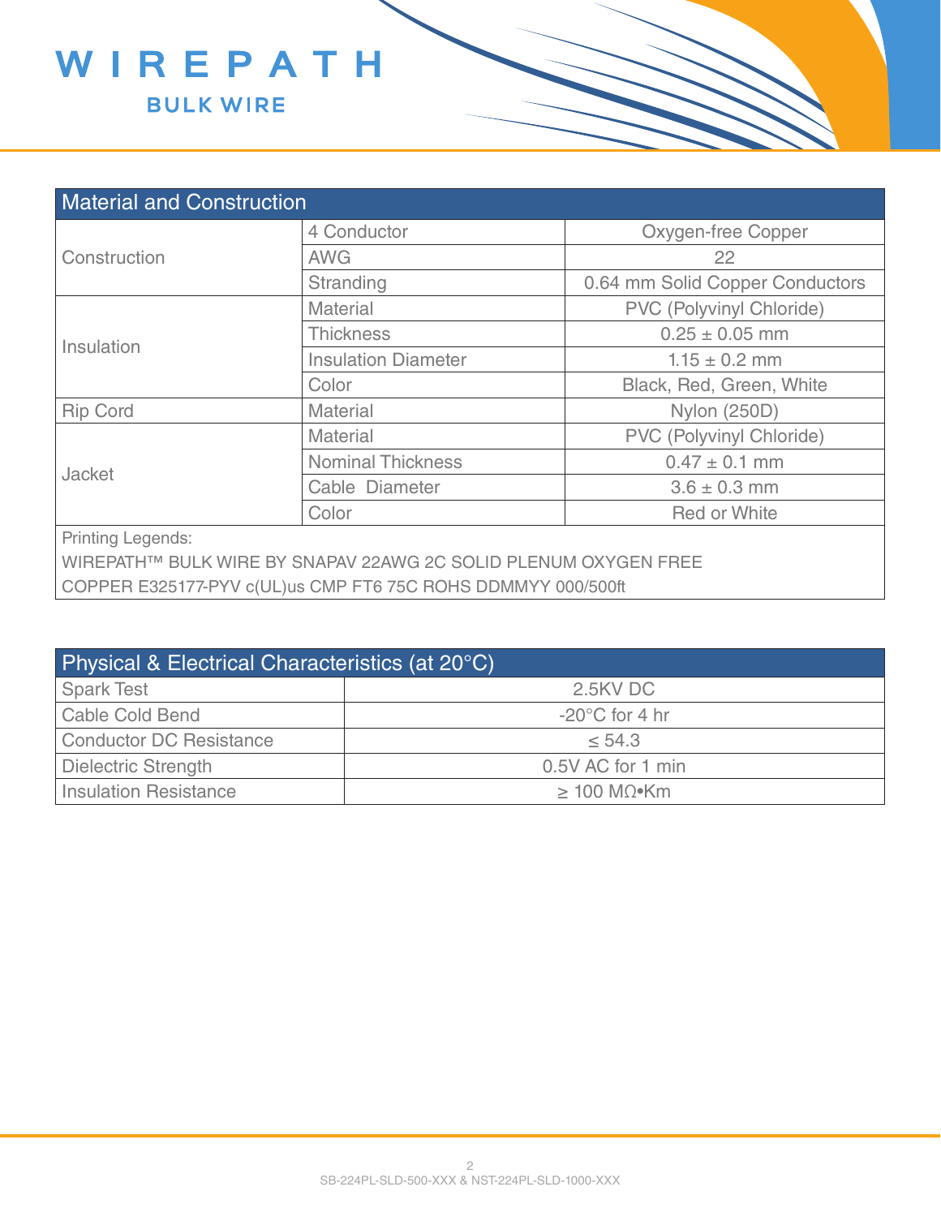WIREPATH

BULK WIRE

| Material and Construction | | |
|---|---|---|
| Construction | 4 Conductor | Oxygen-free Copper |
| | AWG | 22 |
| | Stranding | 0.64 mm Solid Copper Conductors |
| Insulation | Material | PVC (Polyvinyl Chloride) |
| | Thickness | 0.25 ± 0.05 mm |
| | Insulation Diameter | 1.15 ± 0.2 mm |
| | Color | Black, Red, Green, White |
| Rip Cord | Material | Nylon (250D) |
| Jacket | Material | PVC (Polyvinyl Chloride) |
| | Nominal Thickness | 0.47 ± 0.1 mm |
| | Cable Diameter | 3.6 ± 0.3 mm |
| | Color | Red or White |
| Printing Legends: WIREPATH™ BULK WIRE BY SNAPAV 22AWG 2C SOLID PLENUM OXYGEN FREE COPPER E325177-PYV c(UL)us CMP FT6 75C ROHS DDMMYY 000/500ft | | |

| Physical & Electrical Characteristics (at 20°C) | |
|---|---|
| Spark Test | 2.5KV DC |
| Cable Cold Bend | -20°C for 4 hr |
| Conductor DC Resistance | ≤ 54.3 |
| Dielectric Strength | 0.5V AC for 1 min |
| Insulation Resistance | ≥ 100 MΩ•Km |

SB-224PL-SLD-500-XXX & NST-224PL-SLD-1000-XXX